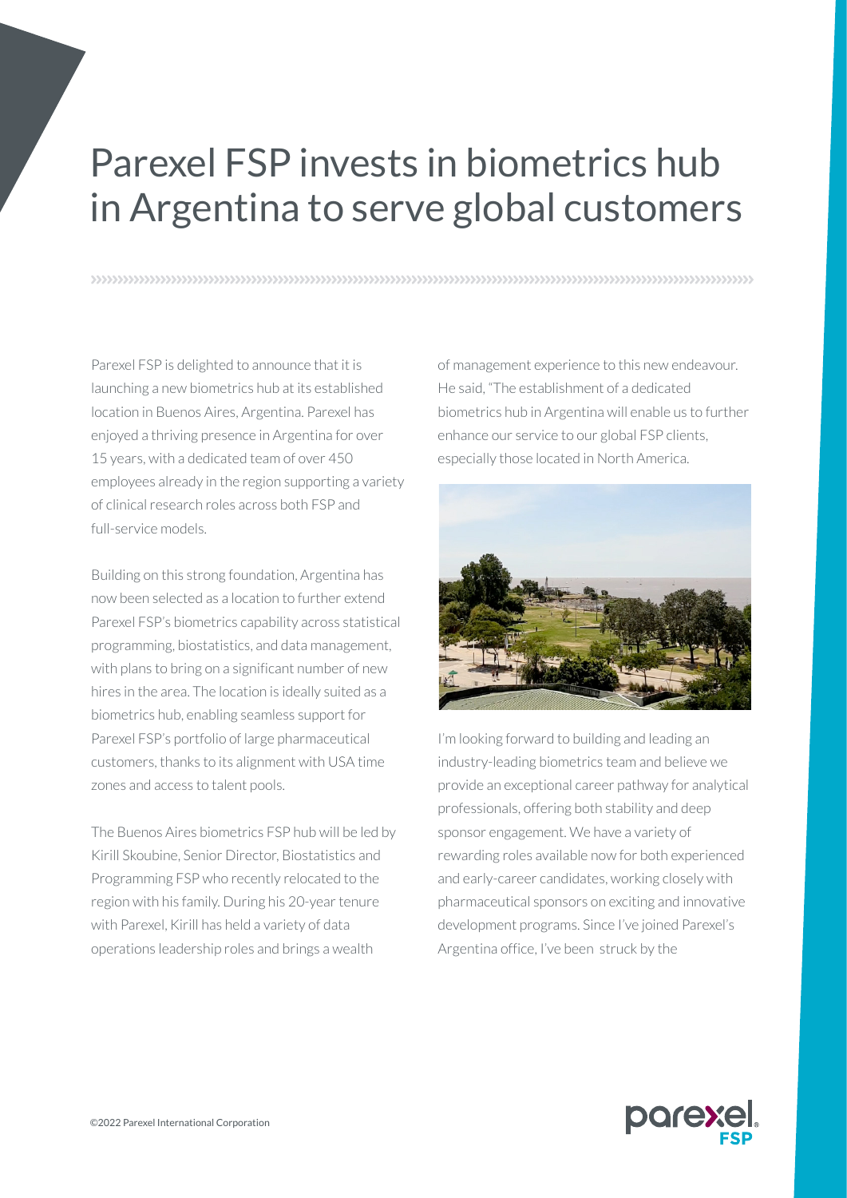# Parexel FSP invests in biometrics hub in Argentina to serve global customers

Parexel FSP is delighted to announce that it is launching a new biometrics hub at its established location in Buenos Aires, Argentina. Parexel has enjoyed a thriving presence in Argentina for over 15 years, with a dedicated team of over 450 employees already in the region supporting a variety of clinical research roles across both FSP and full-service models.

Building on this strong foundation, Argentina has now been selected as a location to further extend Parexel FSP's biometrics capability across statistical programming, biostatistics, and data management, with plans to bring on a significant number of new hires in the area. The location is ideally suited as a biometrics hub, enabling seamless support for Parexel FSP's portfolio of large pharmaceutical customers, thanks to its alignment with USA time zones and access to talent pools.

The Buenos Aires biometrics FSP hub will be led by Kirill Skoubine, Senior Director, Biostatistics and Programming FSP who recently relocated to the region with his family. During his 20-year tenure with Parexel, Kirill has held a variety of data operations leadership roles and brings a wealth of management experience to this new endeavour. He said, "The establishment of a dedicated biometrics hub in Argentina will enable us to further enhance our service to our global FSP clients, especially those located in North America.

I'm looking forward to building and leading an industry-leading biometrics team and believe we provide an exceptional career pathway for analytical professionals, offering both stability and deep sponsor engagement. We have a variety of rewarding roles available now for both experienced and early-career candidates, working closely with pharmaceutical sponsors on exciting and innovative development programs. Since I've joined Parexel's Argentina office, I've been struck by the

©2022 Parexel International Corporation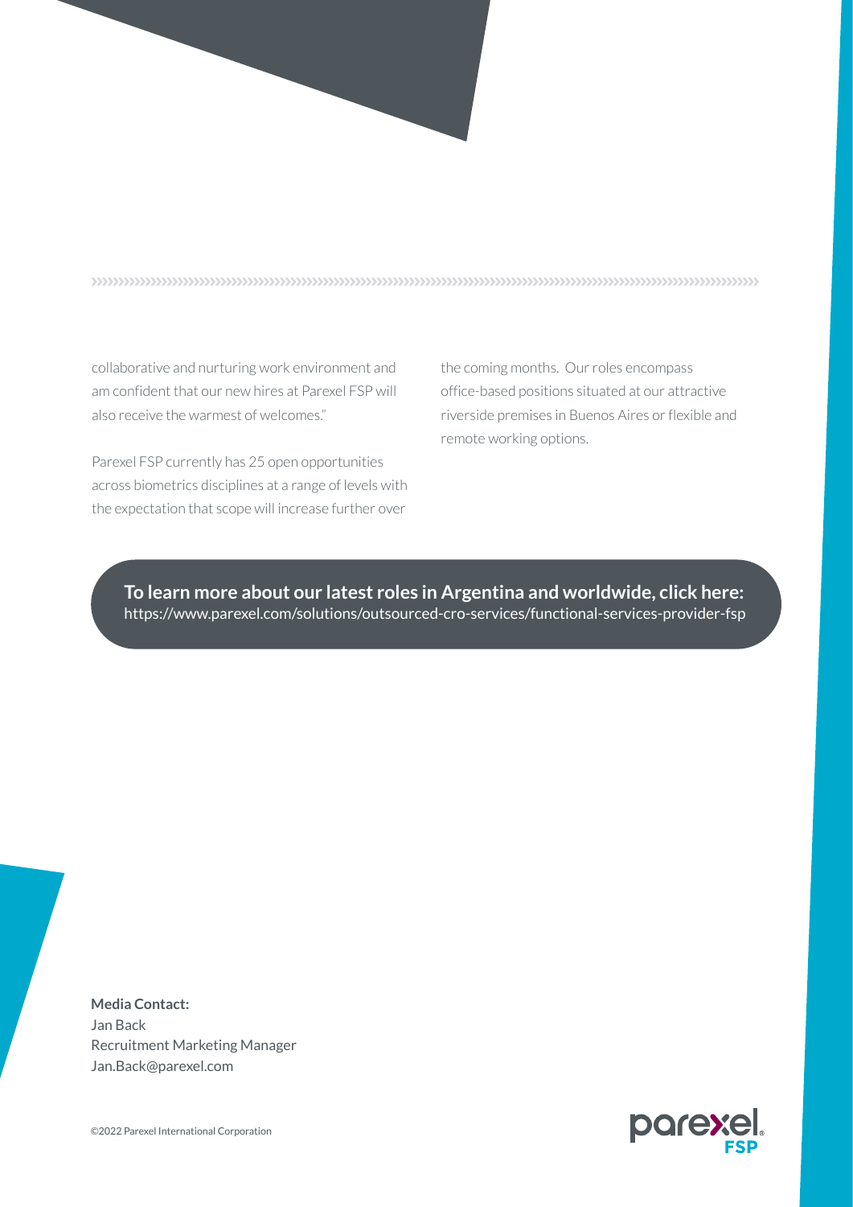collaborative and nurturing work environment and am confident that our new hires at Parexel FSP will also receive the warmest of welcomes."

Parexel FSP currently has 25 open opportunities across biometrics disciplines at a range of levels with the expectation that scope will increase further over the coming months. Our roles encompass office-based positions situated at our attractive riverside premises in Buenos Aires or flexible and remote working options.

**To learn more about our latest roles in Argentina and worldwide, click here:**
https://www.parexel.com/solutions/outsourced-cro-services/functional-services-provider-fsp

**Media Contact:**
Jan Back
Recruitment Marketing Manager
Jan.Back@parexel.com

©2022 Parexel International Corporation